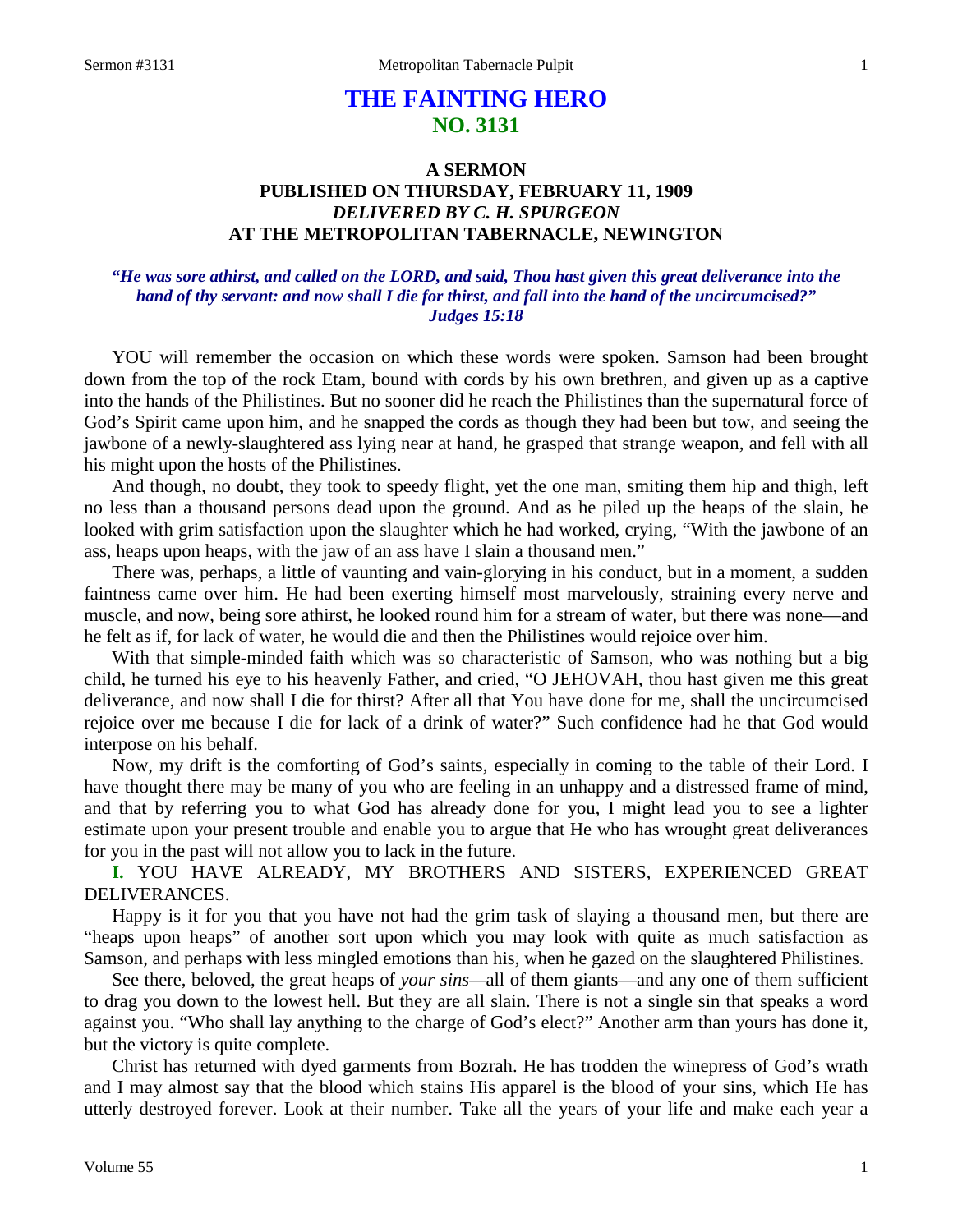# THE FAINTING HERO
## NO. 3131

### A SERMON
### PUBLISHED ON THURSDAY, FEBRUARY 11, 1909
### *DELIVERED BY C. H. SPURGEON*
### AT THE METROPOLITAN TABERNACLE, NEWINGTON

***"He was sore athirst, and called on the LORD, and said, Thou hast given this great deliverance into the hand of thy servant: and now shall I die for thirst, and fall into the hand of the uncircumcised?" Judges 15:18***

YOU will remember the occasion on which these words were spoken. Samson had been brought down from the top of the rock Etam, bound with cords by his own brethren, and given up as a captive into the hands of the Philistines. But no sooner did he reach the Philistines than the supernatural force of God's Spirit came upon him, and he snapped the cords as though they had been but tow, and seeing the jawbone of a newly-slaughtered ass lying near at hand, he grasped that strange weapon, and fell with all his might upon the hosts of the Philistines.

And though, no doubt, they took to speedy flight, yet the one man, smiting them hip and thigh, left no less than a thousand persons dead upon the ground. And as he piled up the heaps of the slain, he looked with grim satisfaction upon the slaughter which he had worked, crying, "With the jawbone of an ass, heaps upon heaps, with the jaw of an ass have I slain a thousand men."

There was, perhaps, a little of vaunting and vain-glorying in his conduct, but in a moment, a sudden faintness came over him. He had been exerting himself most marvelously, straining every nerve and muscle, and now, being sore athirst, he looked round him for a stream of water, but there was none—and he felt as if, for lack of water, he would die and then the Philistines would rejoice over him.

With that simple-minded faith which was so characteristic of Samson, who was nothing but a big child, he turned his eye to his heavenly Father, and cried, "O JEHOVAH, thou hast given me this great deliverance, and now shall I die for thirst? After all that You have done for me, shall the uncircumcised rejoice over me because I die for lack of a drink of water?" Such confidence had he that God would interpose on his behalf.

Now, my drift is the comforting of God's saints, especially in coming to the table of their Lord. I have thought there may be many of you who are feeling in an unhappy and a distressed frame of mind, and that by referring you to what God has already done for you, I might lead you to see a lighter estimate upon your present trouble and enable you to argue that He who has wrought great deliverances for you in the past will not allow you to lack in the future.

**I.** YOU HAVE ALREADY, MY BROTHERS AND SISTERS, EXPERIENCED GREAT DELIVERANCES.

Happy is it for you that you have not had the grim task of slaying a thousand men, but there are "heaps upon heaps" of another sort upon which you may look with quite as much satisfaction as Samson, and perhaps with less mingled emotions than his, when he gazed on the slaughtered Philistines.

See there, beloved, the great heaps of *your sins*—all of them giants—and any one of them sufficient to drag you down to the lowest hell. But they are all slain. There is not a single sin that speaks a word against you. "Who shall lay anything to the charge of God's elect?" Another arm than yours has done it, but the victory is quite complete.

Christ has returned with dyed garments from Bozrah. He has trodden the winepress of God's wrath and I may almost say that the blood which stains His apparel is the blood of your sins, which He has utterly destroyed forever. Look at their number. Take all the years of your life and make each year a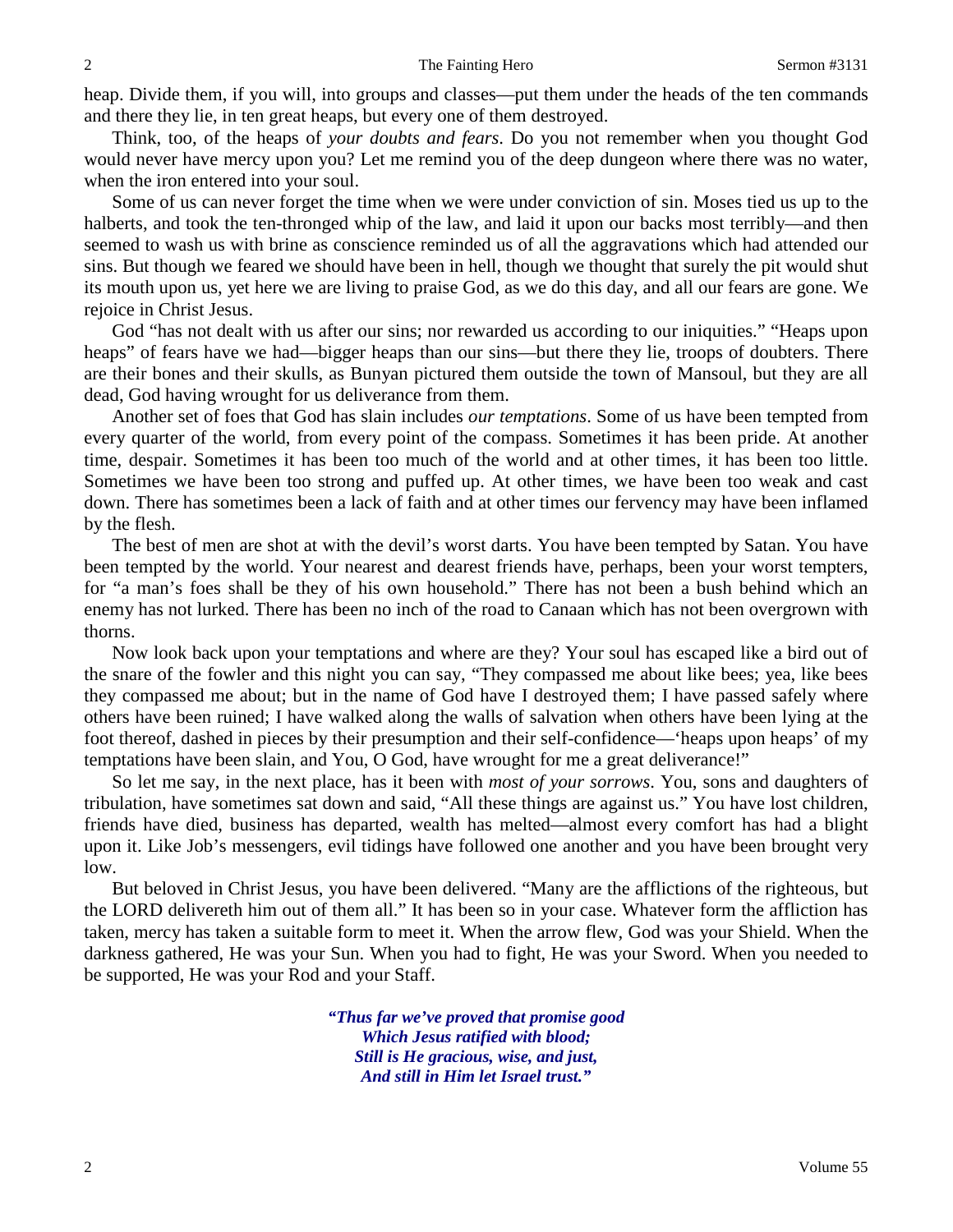heap. Divide them, if you will, into groups and classes—put them under the heads of the ten commands and there they lie, in ten great heaps, but every one of them destroyed.

Think, too, of the heaps of *your doubts and fears*. Do you not remember when you thought God would never have mercy upon you? Let me remind you of the deep dungeon where there was no water, when the iron entered into your soul.

Some of us can never forget the time when we were under conviction of sin. Moses tied us up to the halberts, and took the ten-thronged whip of the law, and laid it upon our backs most terribly—and then seemed to wash us with brine as conscience reminded us of all the aggravations which had attended our sins. But though we feared we should have been in hell, though we thought that surely the pit would shut its mouth upon us, yet here we are living to praise God, as we do this day, and all our fears are gone. We rejoice in Christ Jesus.

God "has not dealt with us after our sins; nor rewarded us according to our iniquities." "Heaps upon heaps" of fears have we had—bigger heaps than our sins—but there they lie, troops of doubters. There are their bones and their skulls, as Bunyan pictured them outside the town of Mansoul, but they are all dead, God having wrought for us deliverance from them.

Another set of foes that God has slain includes *our temptations*. Some of us have been tempted from every quarter of the world, from every point of the compass. Sometimes it has been pride. At another time, despair. Sometimes it has been too much of the world and at other times, it has been too little. Sometimes we have been too strong and puffed up. At other times, we have been too weak and cast down. There has sometimes been a lack of faith and at other times our fervency may have been inflamed by the flesh.

The best of men are shot at with the devil's worst darts. You have been tempted by Satan. You have been tempted by the world. Your nearest and dearest friends have, perhaps, been your worst tempters, for "a man's foes shall be they of his own household." There has not been a bush behind which an enemy has not lurked. There has been no inch of the road to Canaan which has not been overgrown with thorns.

Now look back upon your temptations and where are they? Your soul has escaped like a bird out of the snare of the fowler and this night you can say, "They compassed me about like bees; yea, like bees they compassed me about; but in the name of God have I destroyed them; I have passed safely where others have been ruined; I have walked along the walls of salvation when others have been lying at the foot thereof, dashed in pieces by their presumption and their self-confidence—'heaps upon heaps' of my temptations have been slain, and You, O God, have wrought for me a great deliverance!"

So let me say, in the next place, has it been with *most of your sorrows*. You, sons and daughters of tribulation, have sometimes sat down and said, "All these things are against us." You have lost children, friends have died, business has departed, wealth has melted—almost every comfort has had a blight upon it. Like Job's messengers, evil tidings have followed one another and you have been brought very low.

But beloved in Christ Jesus, you have been delivered. "Many are the afflictions of the righteous, but the LORD delivereth him out of them all." It has been so in your case. Whatever form the affliction has taken, mercy has taken a suitable form to meet it. When the arrow flew, God was your Shield. When the darkness gathered, He was your Sun. When you had to fight, He was your Sword. When you needed to be supported, He was your Rod and your Staff.

> ***"Thus far we've proved that promise good***
> ***Which Jesus ratified with blood;***
> ***Still is He gracious, wise, and just,***
> ***And still in Him let Israel trust."***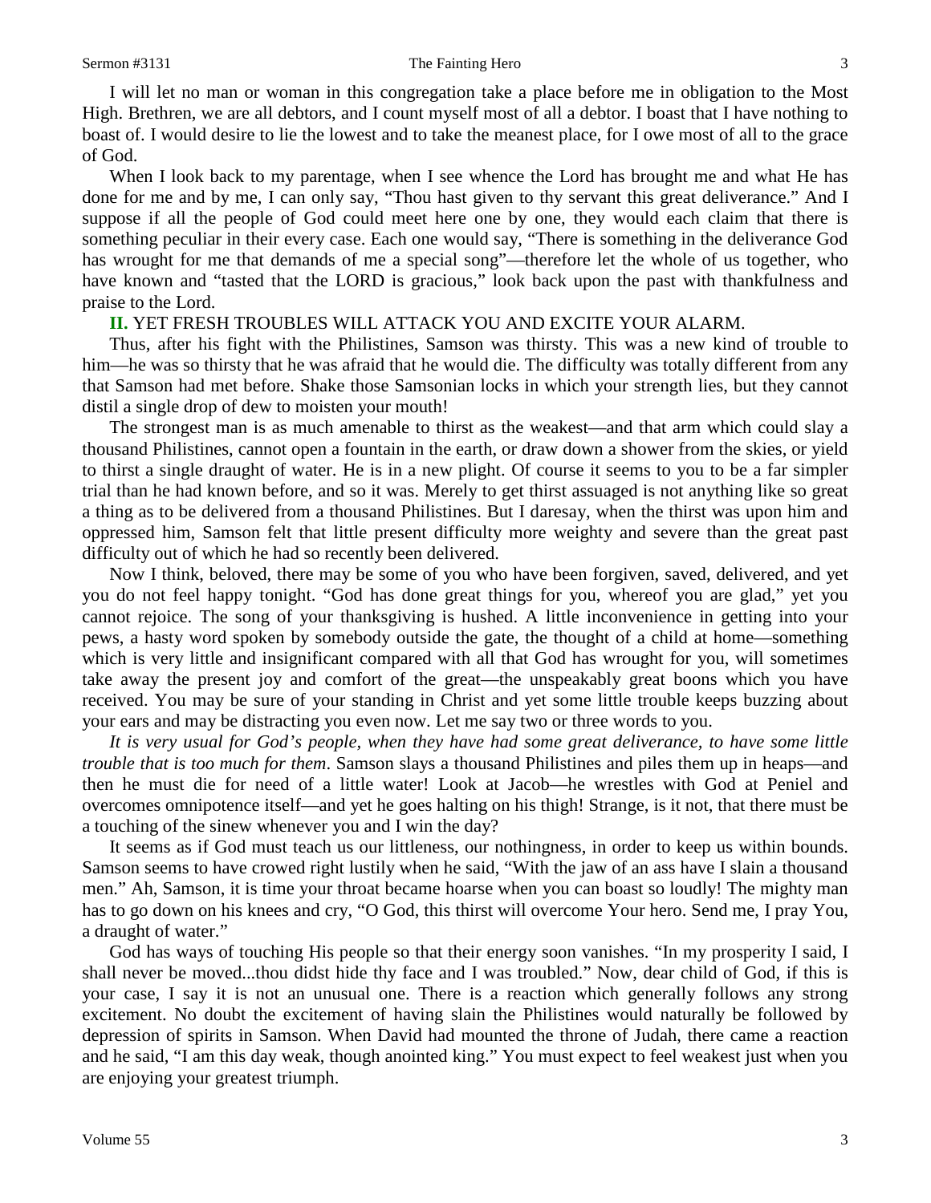I will let no man or woman in this congregation take a place before me in obligation to the Most High. Brethren, we are all debtors, and I count myself most of all a debtor. I boast that I have nothing to boast of. I would desire to lie the lowest and to take the meanest place, for I owe most of all to the grace of God.

When I look back to my parentage, when I see whence the Lord has brought me and what He has done for me and by me, I can only say, "Thou hast given to thy servant this great deliverance." And I suppose if all the people of God could meet here one by one, they would each claim that there is something peculiar in their every case. Each one would say, "There is something in the deliverance God has wrought for me that demands of me a special song"—therefore let the whole of us together, who have known and "tasted that the LORD is gracious," look back upon the past with thankfulness and praise to the Lord.

**II.** YET FRESH TROUBLES WILL ATTACK YOU AND EXCITE YOUR ALARM.

Thus, after his fight with the Philistines, Samson was thirsty. This was a new kind of trouble to him—he was so thirsty that he was afraid that he would die. The difficulty was totally different from any that Samson had met before. Shake those Samsonian locks in which your strength lies, but they cannot distil a single drop of dew to moisten your mouth!

The strongest man is as much amenable to thirst as the weakest—and that arm which could slay a thousand Philistines, cannot open a fountain in the earth, or draw down a shower from the skies, or yield to thirst a single draught of water. He is in a new plight. Of course it seems to you to be a far simpler trial than he had known before, and so it was. Merely to get thirst assuaged is not anything like so great a thing as to be delivered from a thousand Philistines. But I daresay, when the thirst was upon him and oppressed him, Samson felt that little present difficulty more weighty and severe than the great past difficulty out of which he had so recently been delivered.

Now I think, beloved, there may be some of you who have been forgiven, saved, delivered, and yet you do not feel happy tonight. "God has done great things for you, whereof you are glad," yet you cannot rejoice. The song of your thanksgiving is hushed. A little inconvenience in getting into your pews, a hasty word spoken by somebody outside the gate, the thought of a child at home—something which is very little and insignificant compared with all that God has wrought for you, will sometimes take away the present joy and comfort of the great—the unspeakably great boons which you have received. You may be sure of your standing in Christ and yet some little trouble keeps buzzing about your ears and may be distracting you even now. Let me say two or three words to you.

*It is very usual for God's people, when they have had some great deliverance, to have some little trouble that is too much for them*. Samson slays a thousand Philistines and piles them up in heaps—and then he must die for need of a little water! Look at Jacob—he wrestles with God at Peniel and overcomes omnipotence itself—and yet he goes halting on his thigh! Strange, is it not, that there must be a touching of the sinew whenever you and I win the day?

It seems as if God must teach us our littleness, our nothingness, in order to keep us within bounds. Samson seems to have crowed right lustily when he said, "With the jaw of an ass have I slain a thousand men." Ah, Samson, it is time your throat became hoarse when you can boast so loudly! The mighty man has to go down on his knees and cry, "O God, this thirst will overcome Your hero. Send me, I pray You, a draught of water."

God has ways of touching His people so that their energy soon vanishes. "In my prosperity I said, I shall never be moved...thou didst hide thy face and I was troubled." Now, dear child of God, if this is your case, I say it is not an unusual one. There is a reaction which generally follows any strong excitement. No doubt the excitement of having slain the Philistines would naturally be followed by depression of spirits in Samson. When David had mounted the throne of Judah, there came a reaction and he said, "I am this day weak, though anointed king." You must expect to feel weakest just when you are enjoying your greatest triumph.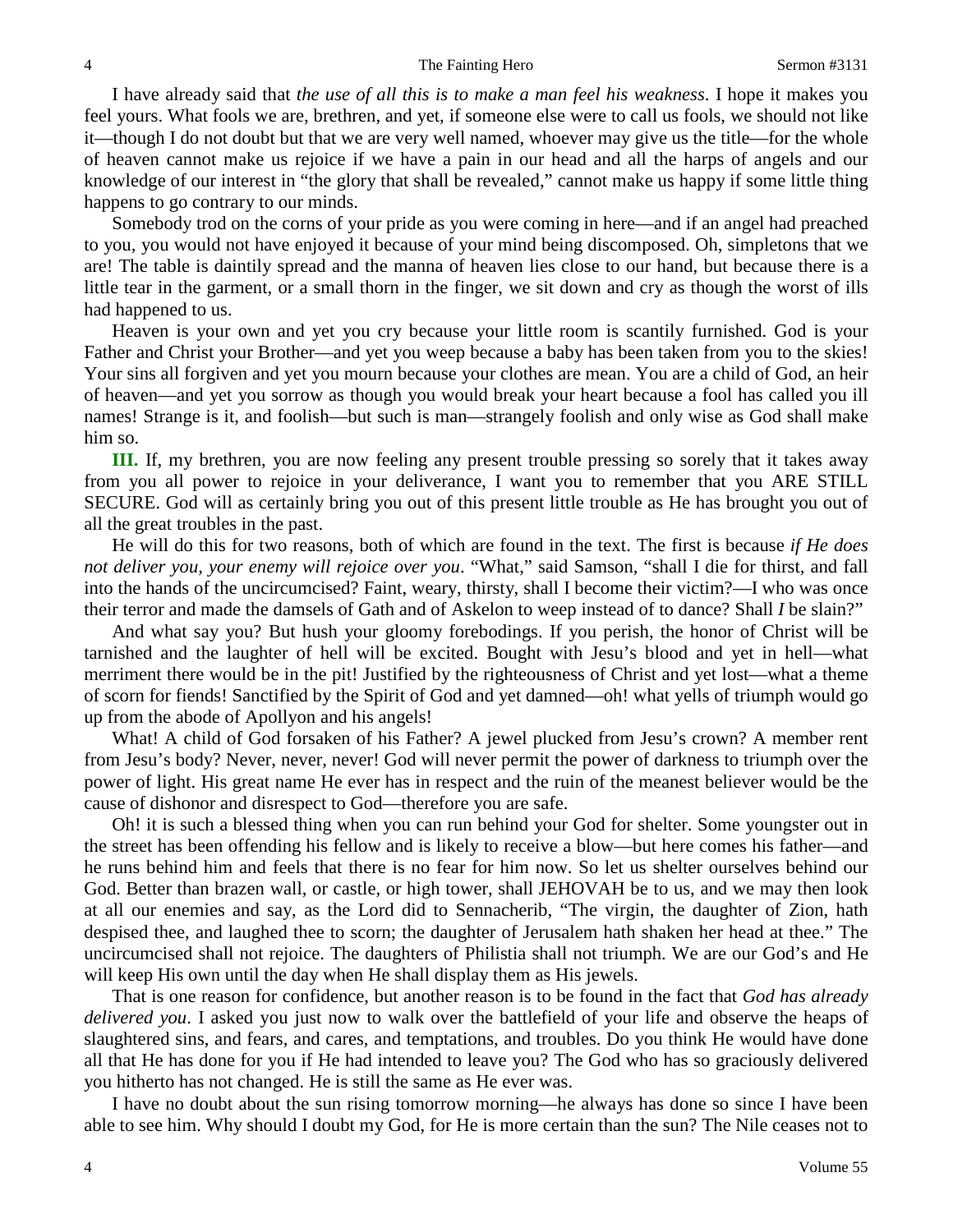I have already said that *the use of all this is to make a man feel his weakness*. I hope it makes you feel yours. What fools we are, brethren, and yet, if someone else were to call us fools, we should not like it—though I do not doubt but that we are very well named, whoever may give us the title—for the whole of heaven cannot make us rejoice if we have a pain in our head and all the harps of angels and our knowledge of our interest in "the glory that shall be revealed," cannot make us happy if some little thing happens to go contrary to our minds.

Somebody trod on the corns of your pride as you were coming in here—and if an angel had preached to you, you would not have enjoyed it because of your mind being discomposed. Oh, simpletons that we are! The table is daintily spread and the manna of heaven lies close to our hand, but because there is a little tear in the garment, or a small thorn in the finger, we sit down and cry as though the worst of ills had happened to us.

Heaven is your own and yet you cry because your little room is scantily furnished. God is your Father and Christ your Brother—and yet you weep because a baby has been taken from you to the skies! Your sins all forgiven and yet you mourn because your clothes are mean. You are a child of God, an heir of heaven—and yet you sorrow as though you would break your heart because a fool has called you ill names! Strange is it, and foolish—but such is man—strangely foolish and only wise as God shall make him so.

**III.** If, my brethren, you are now feeling any present trouble pressing so sorely that it takes away from you all power to rejoice in your deliverance, I want you to remember that you ARE STILL SECURE. God will as certainly bring you out of this present little trouble as He has brought you out of all the great troubles in the past.

He will do this for two reasons, both of which are found in the text. The first is because *if He does not deliver you, your enemy will rejoice over you*. "What," said Samson, "shall I die for thirst, and fall into the hands of the uncircumcised? Faint, weary, thirsty, shall I become their victim?—I who was once their terror and made the damsels of Gath and of Askelon to weep instead of to dance? Shall *I* be slain?"

And what say you? But hush your gloomy forebodings. If you perish, the honor of Christ will be tarnished and the laughter of hell will be excited. Bought with Jesu's blood and yet in hell—what merriment there would be in the pit! Justified by the righteousness of Christ and yet lost—what a theme of scorn for fiends! Sanctified by the Spirit of God and yet damned—oh! what yells of triumph would go up from the abode of Apollyon and his angels!

What! A child of God forsaken of his Father? A jewel plucked from Jesu's crown? A member rent from Jesu's body? Never, never, never! God will never permit the power of darkness to triumph over the power of light. His great name He ever has in respect and the ruin of the meanest believer would be the cause of dishonor and disrespect to God—therefore you are safe.

Oh! it is such a blessed thing when you can run behind your God for shelter. Some youngster out in the street has been offending his fellow and is likely to receive a blow—but here comes his father—and he runs behind him and feels that there is no fear for him now. So let us shelter ourselves behind our God. Better than brazen wall, or castle, or high tower, shall JEHOVAH be to us, and we may then look at all our enemies and say, as the Lord did to Sennacherib, "The virgin, the daughter of Zion, hath despised thee, and laughed thee to scorn; the daughter of Jerusalem hath shaken her head at thee." The uncircumcised shall not rejoice. The daughters of Philistia shall not triumph. We are our God's and He will keep His own until the day when He shall display them as His jewels.

That is one reason for confidence, but another reason is to be found in the fact that *God has already delivered you*. I asked you just now to walk over the battlefield of your life and observe the heaps of slaughtered sins, and fears, and cares, and temptations, and troubles. Do you think He would have done all that He has done for you if He had intended to leave you? The God who has so graciously delivered you hitherto has not changed. He is still the same as He ever was.

I have no doubt about the sun rising tomorrow morning—he always has done so since I have been able to see him. Why should I doubt my God, for He is more certain than the sun? The Nile ceases not to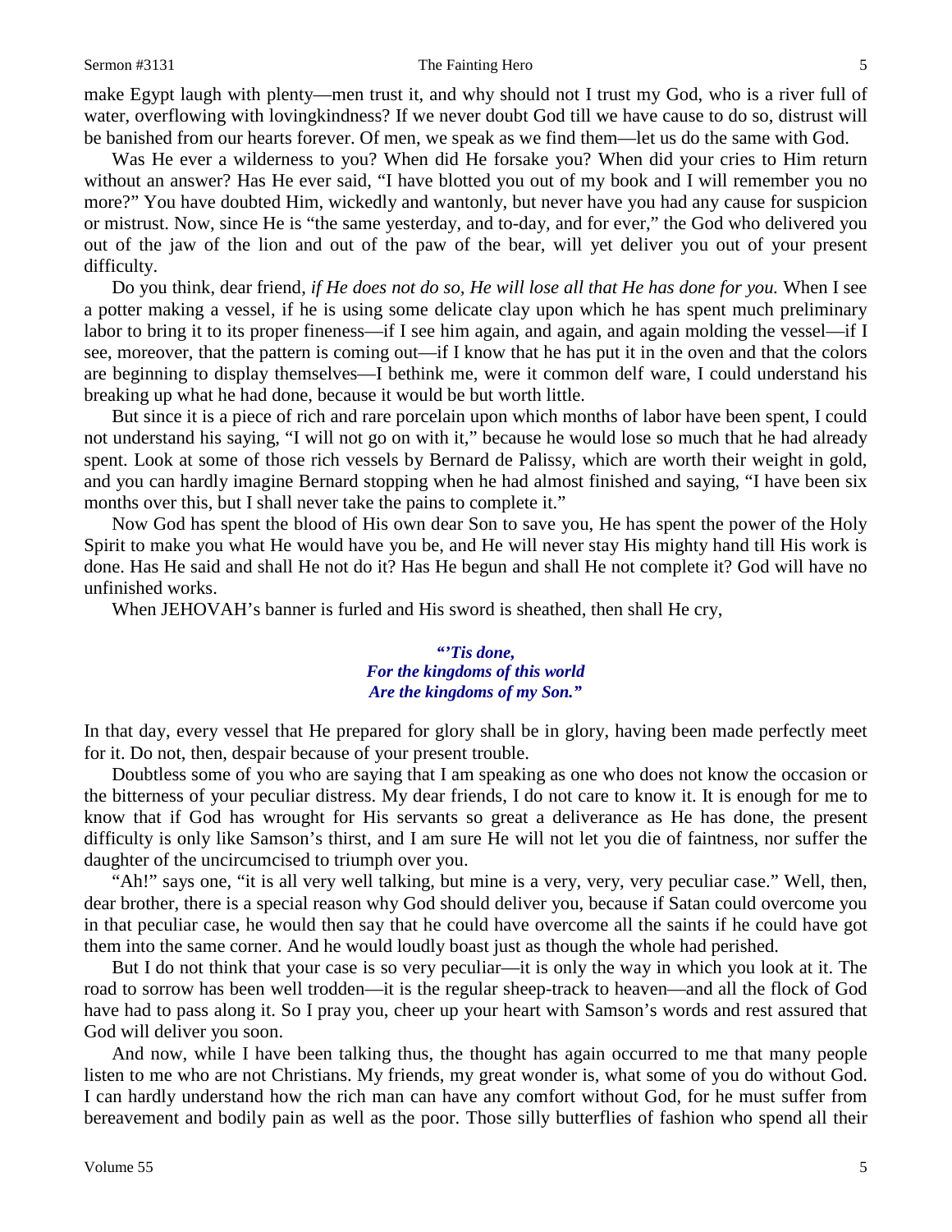make Egypt laugh with plenty—men trust it, and why should not I trust my God, who is a river full of water, overflowing with lovingkindness? If we never doubt God till we have cause to do so, distrust will be banished from our hearts forever. Of men, we speak as we find them—let us do the same with God.

Was He ever a wilderness to you? When did He forsake you? When did your cries to Him return without an answer? Has He ever said, "I have blotted you out of my book and I will remember you no more?" You have doubted Him, wickedly and wantonly, but never have you had any cause for suspicion or mistrust. Now, since He is "the same yesterday, and to-day, and for ever," the God who delivered you out of the jaw of the lion and out of the paw of the bear, will yet deliver you out of your present difficulty.

Do you think, dear friend, *if He does not do so, He will lose all that He has done for you.* When I see a potter making a vessel, if he is using some delicate clay upon which he has spent much preliminary labor to bring it to its proper fineness—if I see him again, and again, and again molding the vessel—if I see, moreover, that the pattern is coming out—if I know that he has put it in the oven and that the colors are beginning to display themselves—I bethink me, were it common delf ware, I could understand his breaking up what he had done, because it would be but worth little.

But since it is a piece of rich and rare porcelain upon which months of labor have been spent, I could not understand his saying, "I will not go on with it," because he would lose so much that he had already spent. Look at some of those rich vessels by Bernard de Palissy, which are worth their weight in gold, and you can hardly imagine Bernard stopping when he had almost finished and saying, "I have been six months over this, but I shall never take the pains to complete it."

Now God has spent the blood of His own dear Son to save you, He has spent the power of the Holy Spirit to make you what He would have you be, and He will never stay His mighty hand till His work is done. Has He said and shall He not do it? Has He begun and shall He not complete it? God will have no unfinished works.

When JEHOVAH's banner is furled and His sword is sheathed, then shall He cry,

> ***"'Tis done,***
> ***For the kingdoms of this world***
> ***Are the kingdoms of my Son."***

In that day, every vessel that He prepared for glory shall be in glory, having been made perfectly meet for it. Do not, then, despair because of your present trouble.

Doubtless some of you who are saying that I am speaking as one who does not know the occasion or the bitterness of your peculiar distress. My dear friends, I do not care to know it. It is enough for me to know that if God has wrought for His servants so great a deliverance as He has done, the present difficulty is only like Samson's thirst, and I am sure He will not let you die of faintness, nor suffer the daughter of the uncircumcised to triumph over you.

"Ah!" says one, "it is all very well talking, but mine is a very, very, very peculiar case." Well, then, dear brother, there is a special reason why God should deliver you, because if Satan could overcome you in that peculiar case, he would then say that he could have overcome all the saints if he could have got them into the same corner. And he would loudly boast just as though the whole had perished.

But I do not think that your case is so very peculiar—it is only the way in which you look at it. The road to sorrow has been well trodden—it is the regular sheep-track to heaven—and all the flock of God have had to pass along it. So I pray you, cheer up your heart with Samson's words and rest assured that God will deliver you soon.

And now, while I have been talking thus, the thought has again occurred to me that many people listen to me who are not Christians. My friends, my great wonder is, what some of you do without God. I can hardly understand how the rich man can have any comfort without God, for he must suffer from bereavement and bodily pain as well as the poor. Those silly butterflies of fashion who spend all their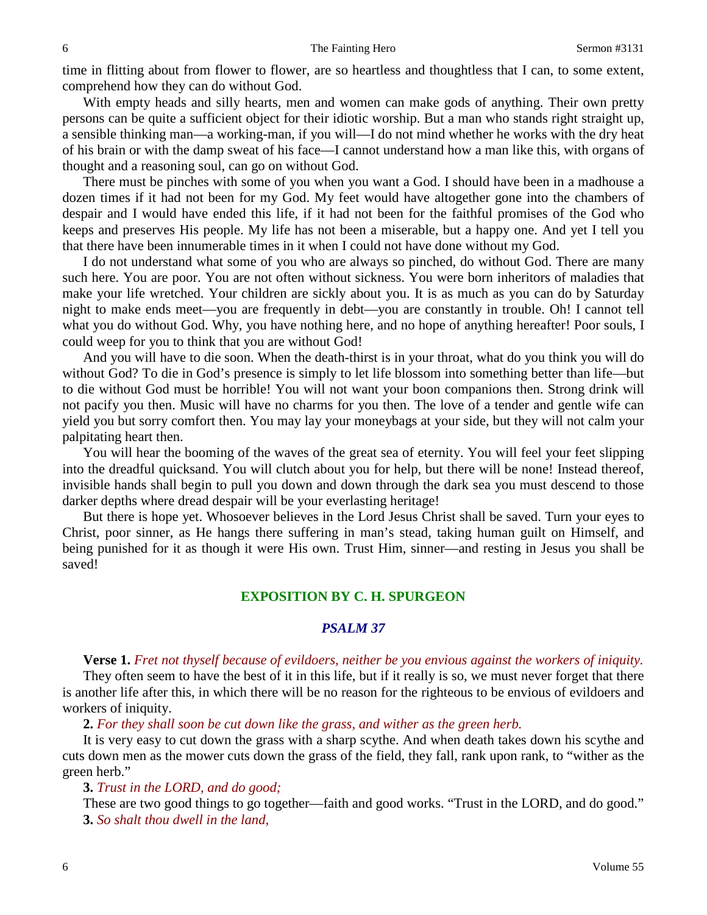time in flitting about from flower to flower, are so heartless and thoughtless that I can, to some extent, comprehend how they can do without God.

With empty heads and silly hearts, men and women can make gods of anything. Their own pretty persons can be quite a sufficient object for their idiotic worship. But a man who stands right straight up, a sensible thinking man—a working-man, if you will—I do not mind whether he works with the dry heat of his brain or with the damp sweat of his face—I cannot understand how a man like this, with organs of thought and a reasoning soul, can go on without God.

There must be pinches with some of you when you want a God. I should have been in a madhouse a dozen times if it had not been for my God. My feet would have altogether gone into the chambers of despair and I would have ended this life, if it had not been for the faithful promises of the God who keeps and preserves His people. My life has not been a miserable, but a happy one. And yet I tell you that there have been innumerable times in it when I could not have done without my God.

I do not understand what some of you who are always so pinched, do without God. There are many such here. You are poor. You are not often without sickness. You were born inheritors of maladies that make your life wretched. Your children are sickly about you. It is as much as you can do by Saturday night to make ends meet—you are frequently in debt—you are constantly in trouble. Oh! I cannot tell what you do without God. Why, you have nothing here, and no hope of anything hereafter! Poor souls, I could weep for you to think that you are without God!

And you will have to die soon. When the death-thirst is in your throat, what do you think you will do without God? To die in God's presence is simply to let life blossom into something better than life—but to die without God must be horrible! You will not want your boon companions then. Strong drink will not pacify you then. Music will have no charms for you then. The love of a tender and gentle wife can yield you but sorry comfort then. You may lay your moneybags at your side, but they will not calm your palpitating heart then.

You will hear the booming of the waves of the great sea of eternity. You will feel your feet slipping into the dreadful quicksand. You will clutch about you for help, but there will be none! Instead thereof, invisible hands shall begin to pull you down and down through the dark sea you must descend to those darker depths where dread despair will be your everlasting heritage!

But there is hope yet. Whosoever believes in the Lord Jesus Christ shall be saved. Turn your eyes to Christ, poor sinner, as He hangs there suffering in man's stead, taking human guilt on Himself, and being punished for it as though it were His own. Trust Him, sinner—and resting in Jesus you shall be saved!

## EXPOSITION BY C. H. SPURGEON

### *PSALM 37*

**Verse 1.** *Fret not thyself because of evildoers, neither be you envious against the workers of iniquity.*

They often seem to have the best of it in this life, but if it really is so, we must never forget that there is another life after this, in which there will be no reason for the righteous to be envious of evildoers and workers of iniquity.

**2.** *For they shall soon be cut down like the grass, and wither as the green herb.*

It is very easy to cut down the grass with a sharp scythe. And when death takes down his scythe and cuts down men as the mower cuts down the grass of the field, they fall, rank upon rank, to "wither as the green herb."

**3.** *Trust in the LORD, and do good;*

These are two good things to go together—faith and good works. "Trust in the LORD, and do good."

**3.** *So shalt thou dwell in the land,*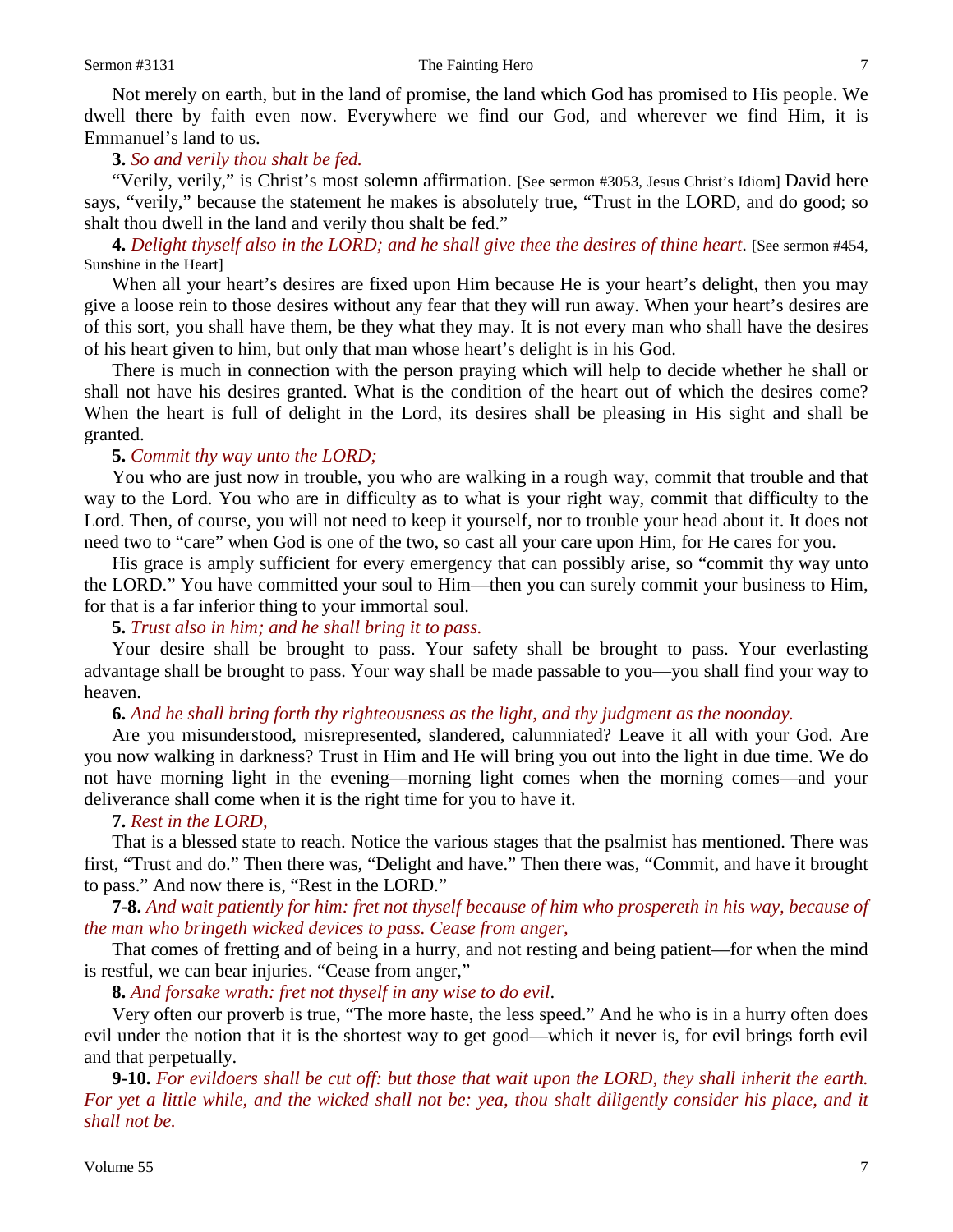Not merely on earth, but in the land of promise, the land which God has promised to His people. We dwell there by faith even now. Everywhere we find our God, and wherever we find Him, it is Emmanuel's land to us.

**3.** *So and verily thou shalt be fed.*

"Verily, verily," is Christ's most solemn affirmation. [See sermon #3053, Jesus Christ's Idiom] David here says, "verily," because the statement he makes is absolutely true, "Trust in the LORD, and do good; so shalt thou dwell in the land and verily thou shalt be fed."

**4.** *Delight thyself also in the LORD; and he shall give thee the desires of thine heart.* [See sermon #454, Sunshine in the Heart]

When all your heart's desires are fixed upon Him because He is your heart's delight, then you may give a loose rein to those desires without any fear that they will run away. When your heart's desires are of this sort, you shall have them, be they what they may. It is not every man who shall have the desires of his heart given to him, but only that man whose heart's delight is in his God.

There is much in connection with the person praying which will help to decide whether he shall or shall not have his desires granted. What is the condition of the heart out of which the desires come? When the heart is full of delight in the Lord, its desires shall be pleasing in His sight and shall be granted.

**5.** *Commit thy way unto the LORD;*

You who are just now in trouble, you who are walking in a rough way, commit that trouble and that way to the Lord. You who are in difficulty as to what is your right way, commit that difficulty to the Lord. Then, of course, you will not need to keep it yourself, nor to trouble your head about it. It does not need two to "care" when God is one of the two, so cast all your care upon Him, for He cares for you.

His grace is amply sufficient for every emergency that can possibly arise, so "commit thy way unto the LORD." You have committed your soul to Him—then you can surely commit your business to Him, for that is a far inferior thing to your immortal soul.

**5.** *Trust also in him; and he shall bring it to pass.*

Your desire shall be brought to pass. Your safety shall be brought to pass. Your everlasting advantage shall be brought to pass. Your way shall be made passable to you—you shall find your way to heaven.

**6.** *And he shall bring forth thy righteousness as the light, and thy judgment as the noonday.*

Are you misunderstood, misrepresented, slandered, calumniated? Leave it all with your God. Are you now walking in darkness? Trust in Him and He will bring you out into the light in due time. We do not have morning light in the evening—morning light comes when the morning comes—and your deliverance shall come when it is the right time for you to have it.

**7.** *Rest in the LORD,*

That is a blessed state to reach. Notice the various stages that the psalmist has mentioned. There was first, "Trust and do." Then there was, "Delight and have." Then there was, "Commit, and have it brought to pass." And now there is, "Rest in the LORD."

**7-8.** *And wait patiently for him: fret not thyself because of him who prospereth in his way, because of the man who bringeth wicked devices to pass. Cease from anger,*

That comes of fretting and of being in a hurry, and not resting and being patient—for when the mind is restful, we can bear injuries. "Cease from anger,"

**8.** *And forsake wrath: fret not thyself in any wise to do evil.*

Very often our proverb is true, "The more haste, the less speed." And he who is in a hurry often does evil under the notion that it is the shortest way to get good—which it never is, for evil brings forth evil and that perpetually.

**9-10.** *For evildoers shall be cut off: but those that wait upon the LORD, they shall inherit the earth. For yet a little while, and the wicked shall not be: yea, thou shalt diligently consider his place, and it shall not be.*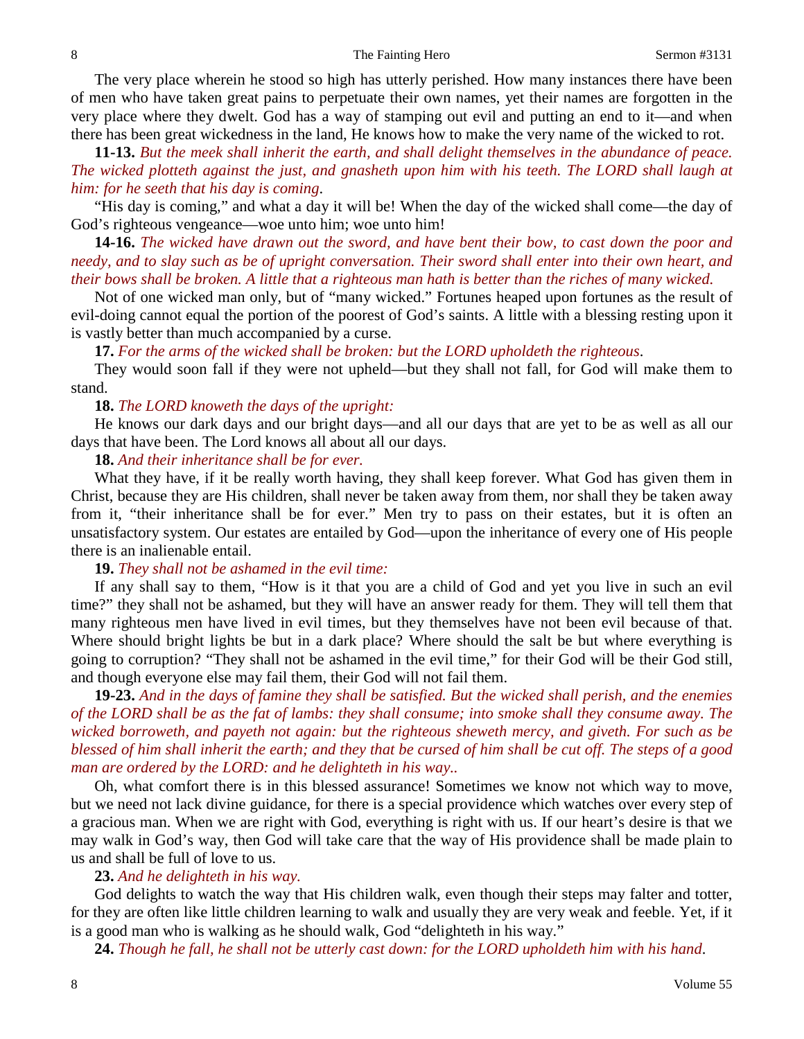The very place wherein he stood so high has utterly perished. How many instances there have been of men who have taken great pains to perpetuate their own names, yet their names are forgotten in the very place where they dwelt. God has a way of stamping out evil and putting an end to it—and when there has been great wickedness in the land, He knows how to make the very name of the wicked to rot.

**11-13.** *But the meek shall inherit the earth, and shall delight themselves in the abundance of peace. The wicked plotteth against the just, and gnasheth upon him with his teeth. The LORD shall laugh at him: for he seeth that his day is coming.*

"His day is coming," and what a day it will be! When the day of the wicked shall come—the day of God's righteous vengeance—woe unto him; woe unto him!

**14-16.** *The wicked have drawn out the sword, and have bent their bow, to cast down the poor and needy, and to slay such as be of upright conversation. Their sword shall enter into their own heart, and their bows shall be broken. A little that a righteous man hath is better than the riches of many wicked.*

Not of one wicked man only, but of "many wicked." Fortunes heaped upon fortunes as the result of evil-doing cannot equal the portion of the poorest of God's saints. A little with a blessing resting upon it is vastly better than much accompanied by a curse.

**17.** *For the arms of the wicked shall be broken: but the LORD upholdeth the righteous.*

They would soon fall if they were not upheld—but they shall not fall, for God will make them to stand.

**18.** *The LORD knoweth the days of the upright:*

He knows our dark days and our bright days—and all our days that are yet to be as well as all our days that have been. The Lord knows all about all our days.

**18.** *And their inheritance shall be for ever.*

What they have, if it be really worth having, they shall keep forever. What God has given them in Christ, because they are His children, shall never be taken away from them, nor shall they be taken away from it, "their inheritance shall be for ever." Men try to pass on their estates, but it is often an unsatisfactory system. Our estates are entailed by God—upon the inheritance of every one of His people there is an inalienable entail.

**19.** *They shall not be ashamed in the evil time:*

If any shall say to them, "How is it that you are a child of God and yet you live in such an evil time?" they shall not be ashamed, but they will have an answer ready for them. They will tell them that many righteous men have lived in evil times, but they themselves have not been evil because of that. Where should bright lights be but in a dark place? Where should the salt be but where everything is going to corruption? "They shall not be ashamed in the evil time," for their God will be their God still, and though everyone else may fail them, their God will not fail them.

**19-23.** *And in the days of famine they shall be satisfied. But the wicked shall perish, and the enemies of the LORD shall be as the fat of lambs: they shall consume; into smoke shall they consume away. The wicked borroweth, and payeth not again: but the righteous sheweth mercy, and giveth. For such as be blessed of him shall inherit the earth; and they that be cursed of him shall be cut off. The steps of a good man are ordered by the LORD: and he delighteth in his way..*

Oh, what comfort there is in this blessed assurance! Sometimes we know not which way to move, but we need not lack divine guidance, for there is a special providence which watches over every step of a gracious man. When we are right with God, everything is right with us. If our heart's desire is that we may walk in God's way, then God will take care that the way of His providence shall be made plain to us and shall be full of love to us.

**23.** *And he delighteth in his way.*

God delights to watch the way that His children walk, even though their steps may falter and totter, for they are often like little children learning to walk and usually they are very weak and feeble. Yet, if it is a good man who is walking as he should walk, God "delighteth in his way."

**24.** *Though he fall, he shall not be utterly cast down: for the LORD upholdeth him with his hand.*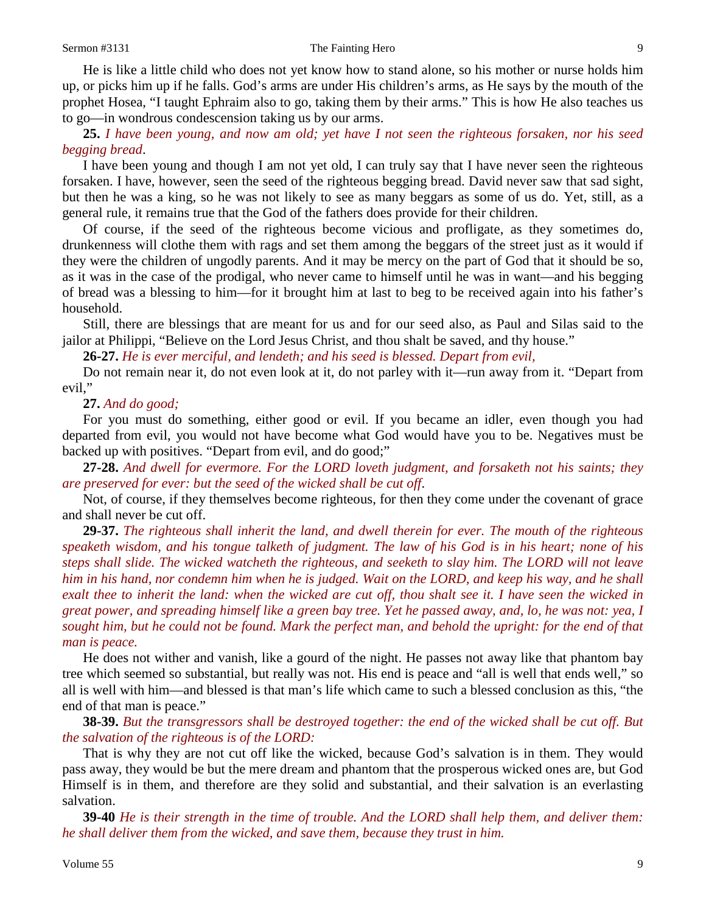He is like a little child who does not yet know how to stand alone, so his mother or nurse holds him up, or picks him up if he falls. God's arms are under His children's arms, as He says by the mouth of the prophet Hosea, "I taught Ephraim also to go, taking them by their arms." This is how He also teaches us to go—in wondrous condescension taking us by our arms.

**25.** *I have been young, and now am old; yet have I not seen the righteous forsaken, nor his seed begging bread.*

I have been young and though I am not yet old, I can truly say that I have never seen the righteous forsaken. I have, however, seen the seed of the righteous begging bread. David never saw that sad sight, but then he was a king, so he was not likely to see as many beggars as some of us do. Yet, still, as a general rule, it remains true that the God of the fathers does provide for their children.

Of course, if the seed of the righteous become vicious and profligate, as they sometimes do, drunkenness will clothe them with rags and set them among the beggars of the street just as it would if they were the children of ungodly parents. And it may be mercy on the part of God that it should be so, as it was in the case of the prodigal, who never came to himself until he was in want—and his begging of bread was a blessing to him—for it brought him at last to beg to be received again into his father's household.

Still, there are blessings that are meant for us and for our seed also, as Paul and Silas said to the jailor at Philippi, "Believe on the Lord Jesus Christ, and thou shalt be saved, and thy house."

**26-27.** *He is ever merciful, and lendeth; and his seed is blessed. Depart from evil,*

Do not remain near it, do not even look at it, do not parley with it—run away from it. "Depart from evil,"

**27.** *And do good;*

For you must do something, either good or evil. If you became an idler, even though you had departed from evil, you would not have become what God would have you to be. Negatives must be backed up with positives. "Depart from evil, and do good;"

**27-28.** *And dwell for evermore. For the LORD loveth judgment, and forsaketh not his saints; they are preserved for ever: but the seed of the wicked shall be cut off.*

Not, of course, if they themselves become righteous, for then they come under the covenant of grace and shall never be cut off.

**29-37.** *The righteous shall inherit the land, and dwell therein for ever. The mouth of the righteous speaketh wisdom, and his tongue talketh of judgment. The law of his God is in his heart; none of his steps shall slide. The wicked watcheth the righteous, and seeketh to slay him. The LORD will not leave him in his hand, nor condemn him when he is judged. Wait on the LORD, and keep his way, and he shall exalt thee to inherit the land: when the wicked are cut off, thou shalt see it. I have seen the wicked in great power, and spreading himself like a green bay tree. Yet he passed away, and, lo, he was not: yea, I sought him, but he could not be found. Mark the perfect man, and behold the upright: for the end of that man is peace.*

He does not wither and vanish, like a gourd of the night. He passes not away like that phantom bay tree which seemed so substantial, but really was not. His end is peace and "all is well that ends well," so all is well with him—and blessed is that man's life which came to such a blessed conclusion as this, "the end of that man is peace."

**38-39.** *But the transgressors shall be destroyed together: the end of the wicked shall be cut off. But the salvation of the righteous is of the LORD:*

That is why they are not cut off like the wicked, because God's salvation is in them. They would pass away, they would be but the mere dream and phantom that the prosperous wicked ones are, but God Himself is in them, and therefore are they solid and substantial, and their salvation is an everlasting salvation.

**39-40** *He is their strength in the time of trouble. And the LORD shall help them, and deliver them: he shall deliver them from the wicked, and save them, because they trust in him.*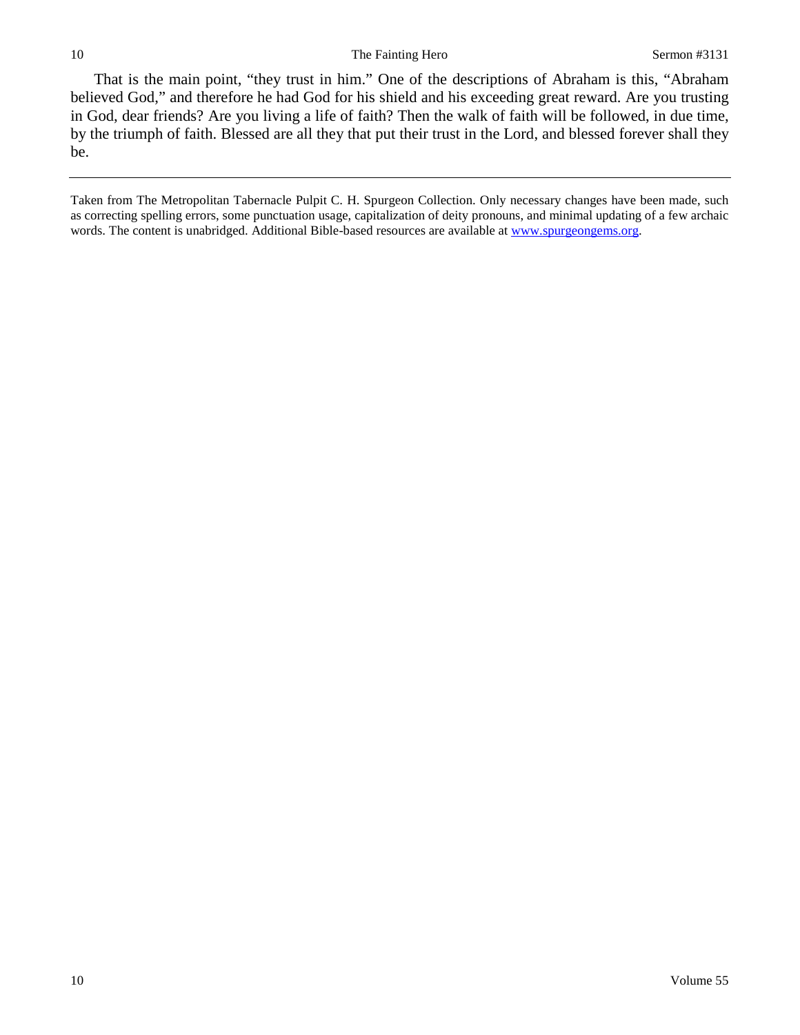That is the main point, "they trust in him." One of the descriptions of Abraham is this, "Abraham believed God," and therefore he had God for his shield and his exceeding great reward. Are you trusting in God, dear friends? Are you living a life of faith? Then the walk of faith will be followed, in due time, by the triumph of faith. Blessed are all they that put their trust in the Lord, and blessed forever shall they be.

---

Taken from The Metropolitan Tabernacle Pulpit C. H. Spurgeon Collection. Only necessary changes have been made, such as correcting spelling errors, some punctuation usage, capitalization of deity pronouns, and minimal updating of a few archaic words. The content is unabridged. Additional Bible-based resources are available at [www.spurgeongems.org](http://www.spurgeongems.org).